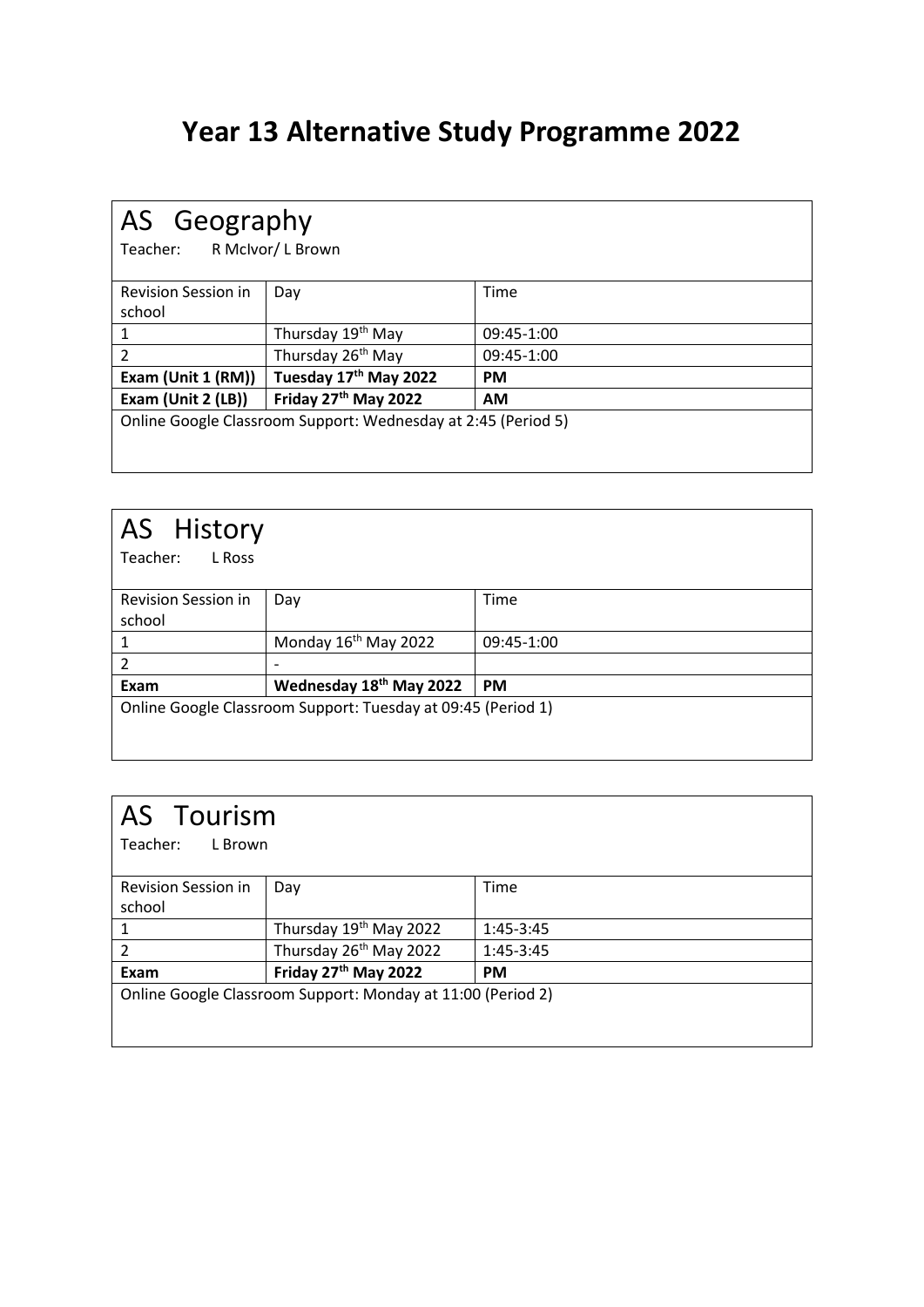# Year 13 Alternative Study Programme 2022

## AS Geography

Teacher: R McIvor/ L Brown

| Revision Session in school | Day | Time |
|---|---|---|
| 1 | Thursday 19th May | 09:45-1:00 |
| 2 | Thursday 26th May | 09:45-1:00 |
| **Exam (Unit 1 (RM))** | **Tuesday 17th May 2022** | **PM** |
| **Exam (Unit 2 (LB))** | **Friday 27th May 2022** | **AM** |

Online Google Classroom Support: Wednesday at 2:45 (Period 5)

## AS History

Teacher: L Ross

| Revision Session in school | Day | Time |
|---|---|---|
| 1 | Monday 16th May 2022 | 09:45-1:00 |
| 2 | - | |
| **Exam** | **Wednesday 18th May 2022** | **PM** |

Online Google Classroom Support: Tuesday at 09:45 (Period 1)

## AS Tourism

Teacher: L Brown

| Revision Session in school | Day | Time |
|---|---|---|
| 1 | Thursday 19th May 2022 | 1:45-3:45 |
| 2 | Thursday 26th May 2022 | 1:45-3:45 |
| **Exam** | **Friday 27th May 2022** | **PM** |

Online Google Classroom Support: Monday at 11:00 (Period 2)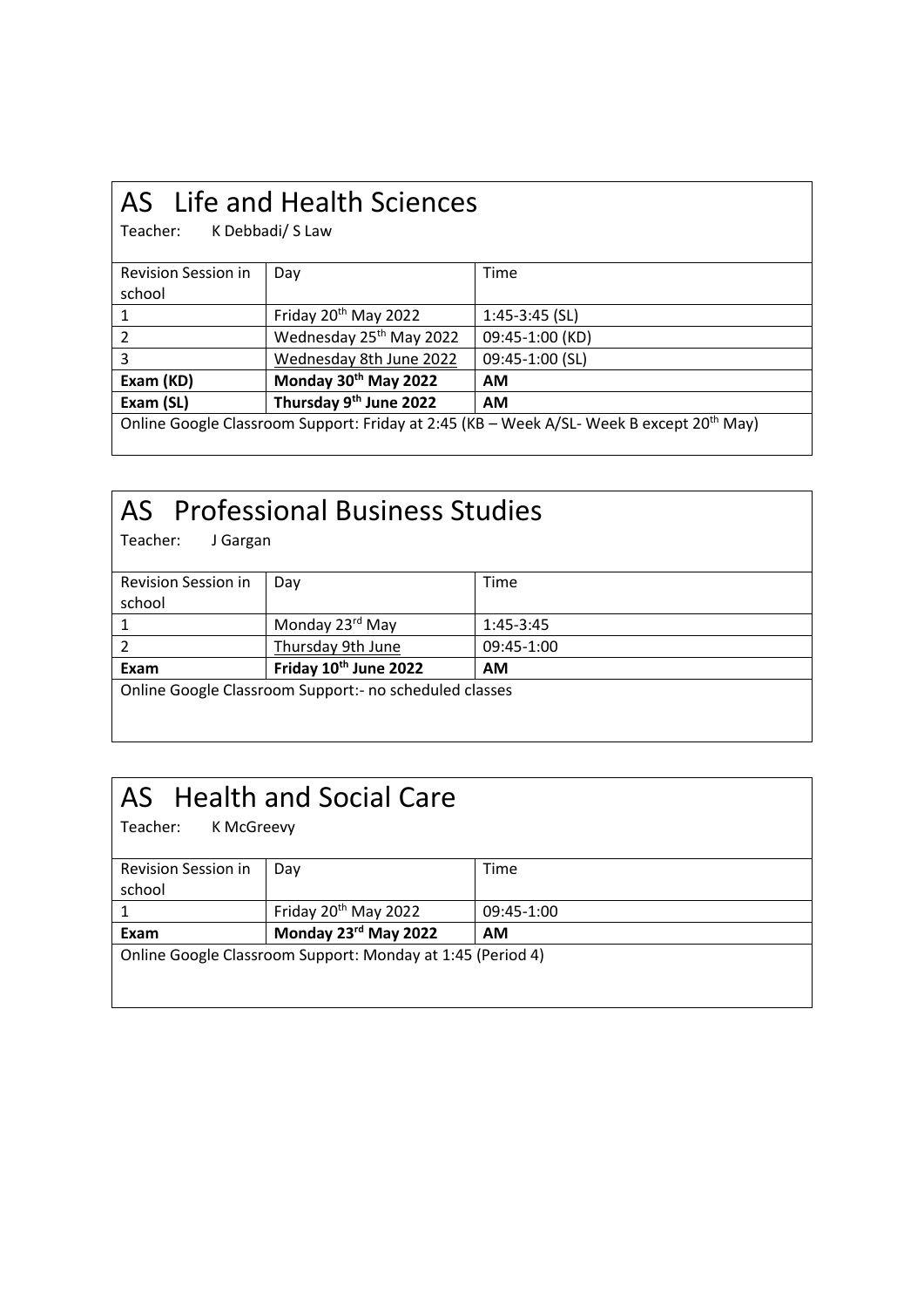# AS Life and Health Sciences

Teacher: K Debbadi/ S Law

| Revision Session in school | Day | Time |
|---|---|---|
| 1 | Friday 20th May 2022 | 1:45-3:45 (SL) |
| 2 | Wednesday 25th May 2022 | 09:45-1:00 (KD) |
| 3 | Wednesday 8th June 2022 | 09:45-1:00 (SL) |
| **Exam (KD)** | **Monday 30th May 2022** | **AM** |
| **Exam (SL)** | **Thursday 9th June 2022** | **AM** |

Online Google Classroom Support: Friday at 2:45 (KB – Week A/SL- Week B except 20th May)

# AS Professional Business Studies

Teacher: J Gargan

| Revision Session in school | Day | Time |
|---|---|---|
| 1 | Monday 23rd May | 1:45-3:45 |
| 2 | Thursday 9th June | 09:45-1:00 |
| **Exam** | **Friday 10th June 2022** | **AM** |

Online Google Classroom Support:- no scheduled classes

# AS Health and Social Care

Teacher: K McGreevy

| Revision Session in school | Day | Time |
|---|---|---|
| 1 | Friday 20th May 2022 | 09:45-1:00 |
| **Exam** | **Monday 23rd May 2022** | **AM** |

Online Google Classroom Support: Monday at 1:45 (Period 4)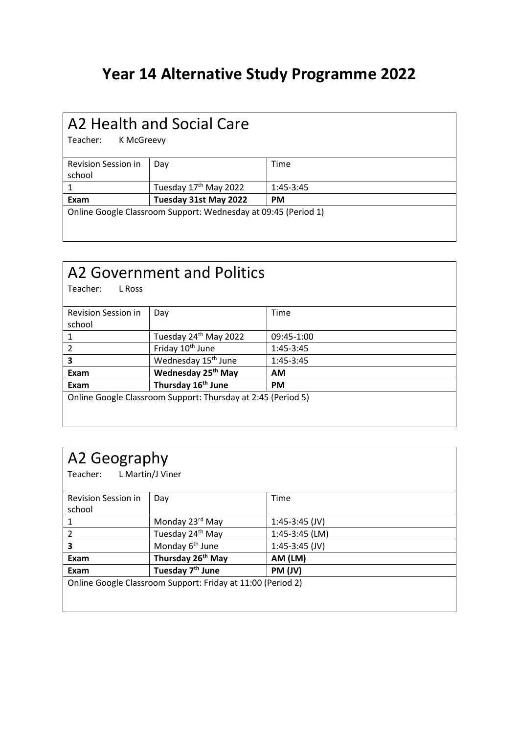# Year 14 Alternative Study Programme 2022

## A2 Health and Social Care

Teacher: K McGreevy

| Revision Session in school | Day | Time |
| --- | --- | --- |
| 1 | Tuesday 17th May 2022 | 1:45-3:45 |
| **Exam** | **Tuesday 31st May 2022** | **PM** |

Online Google Classroom Support: Wednesday at 09:45 (Period 1)

## A2 Government and Politics

Teacher: L Ross

| Revision Session in school | Day | Time |
| --- | --- | --- |
| 1 | Tuesday 24th May 2022 | 09:45-1:00 |
| 2 | Friday 10th June | 1:45-3:45 |
| **3** | Wednesday 15th June | 1:45-3:45 |
| **Exam** | **Wednesday 25th May** | **AM** |
| **Exam** | **Thursday 16th June** | **PM** |

Online Google Classroom Support: Thursday at 2:45 (Period 5)

## A2 Geography

Teacher: L Martin/J Viner

| Revision Session in school | Day | Time |
| --- | --- | --- |
| 1 | Monday 23rd May | 1:45-3:45 (JV) |
| 2 | Tuesday 24th May | 1:45-3:45 (LM) |
| **3** | Monday 6th June | 1:45-3:45 (JV) |
| **Exam** | **Thursday 26th May** | **AM (LM)** |
| **Exam** | **Tuesday 7th June** | **PM (JV)** |

Online Google Classroom Support: Friday at 11:00 (Period 2)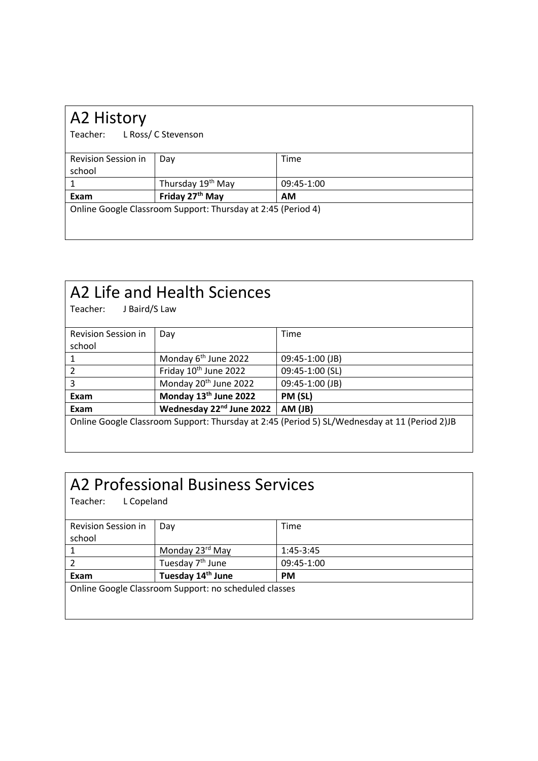# A2 History

Teacher: L Ross/ C Stevenson

| Revision Session in school | Day | Time |
|---|---|---|
| 1 | Thursday 19th May | 09:45-1:00 |
| **Exam** | **Friday 27th May** | **AM** |

Online Google Classroom Support: Thursday at 2:45 (Period 4)

# A2 Life and Health Sciences

Teacher: J Baird/S Law

| Revision Session in school | Day | Time |
|---|---|---|
| 1 | Monday 6th June 2022 | 09:45-1:00 (JB) |
| 2 | Friday 10th June 2022 | 09:45-1:00 (SL) |
| 3 | Monday 20th June 2022 | 09:45-1:00 (JB) |
| **Exam** | **Monday 13th June 2022** | **PM (SL)** |
| **Exam** | **Wednesday 22nd June 2022** | **AM (JB)** |

Online Google Classroom Support: Thursday at 2:45 (Period 5) SL/Wednesday at 11 (Period 2)JB

# A2 Professional Business Services

Teacher: L Copeland

| Revision Session in school | Day | Time |
|---|---|---|
| 1 | Monday 23rd May | 1:45-3:45 |
| 2 | Tuesday 7th June | 09:45-1:00 |
| **Exam** | **Tuesday 14th June** | **PM** |

Online Google Classroom Support: no scheduled classes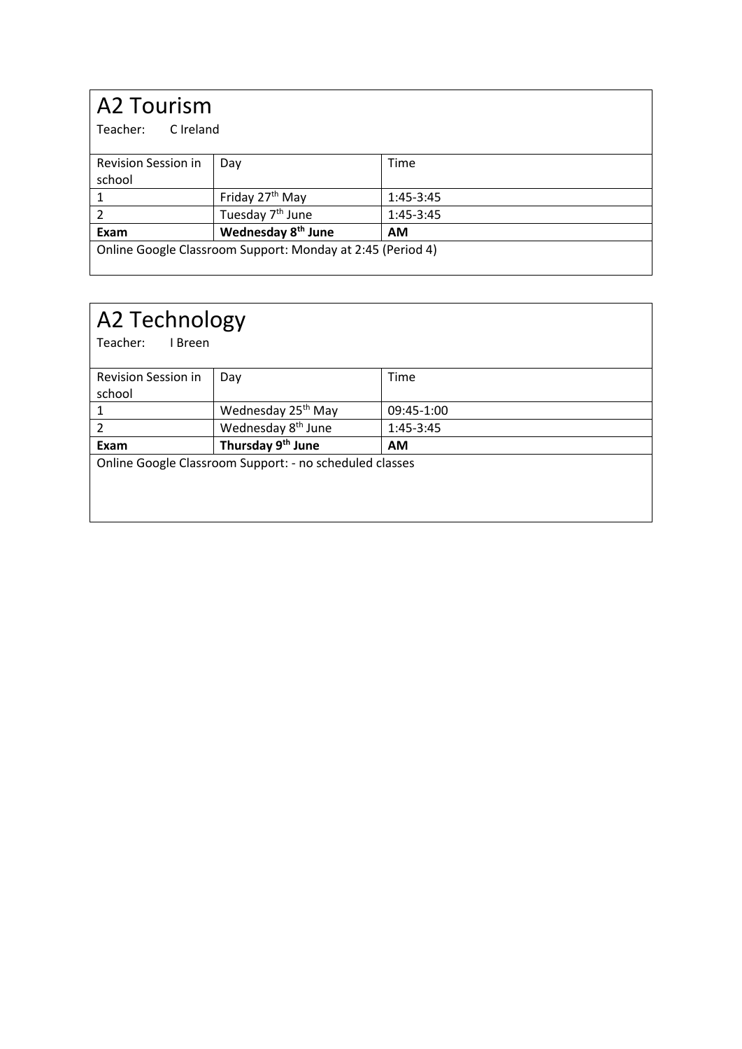## A2 Tourism

Teacher: C Ireland

| Revision Session in school | Day | Time |
|---|---|---|
| 1 | Friday 27th May | 1:45-3:45 |
| 2 | Tuesday 7th June | 1:45-3:45 |
| **Exam** | **Wednesday 8th June** | **AM** |

Online Google Classroom Support: Monday at 2:45 (Period 4)

## A2 Technology

Teacher: I Breen

| Revision Session in school | Day | Time |
|---|---|---|
| 1 | Wednesday 25th May | 09:45-1:00 |
| 2 | Wednesday 8th June | 1:45-3:45 |
| **Exam** | **Thursday 9th June** | **AM** |

Online Google Classroom Support: - no scheduled classes